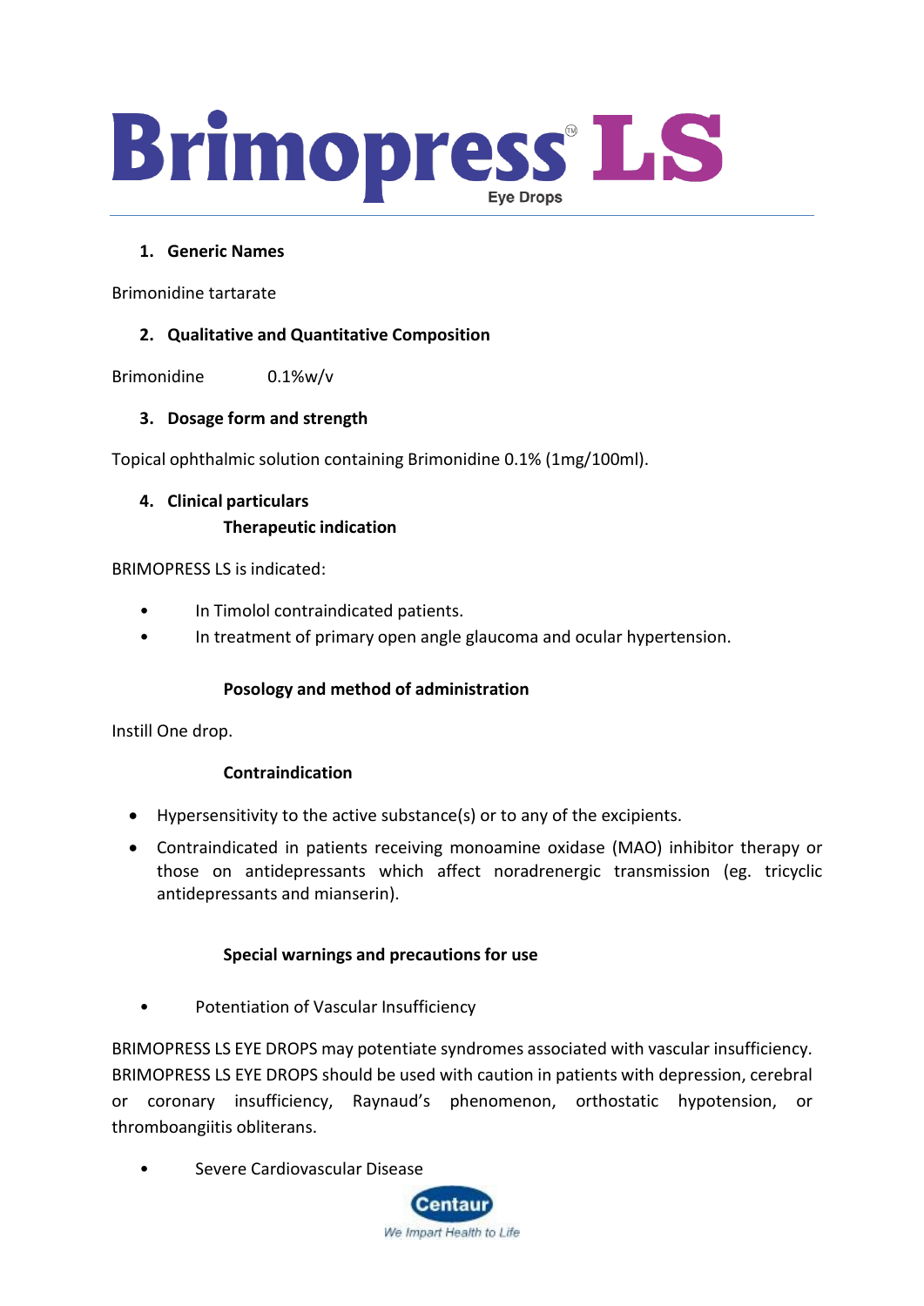# Brimopress® LS

Eye Drops

1. **Generic Names**

Brimonidine tartarate

2. **Qualitative and Quantitative Composition**

Brimonidine 0.1%w/v

3. **Dosage form and strength**

Topical ophthalmic solution containing Brimonidine 0.1% (1mg/100ml).

4. **Clinical particulars**

**Therapeutic indication**

BRIMOPRESS LS is indicated:

- In Timolol contraindicated patients.
- In treatment of primary open angle glaucoma and ocular hypertension.

**Posology and method of administration**

Instill One drop.

**Contraindication**

- Hypersensitivity to the active substance(s) or to any of the excipients.
- Contraindicated in patients receiving monoamine oxidase (MAO) inhibitor therapy or those on antidepressants which affect noradrenergic transmission (eg. tricyclic antidepressants and mianserin).

**Special warnings and precautions for use**

- Potentiation of Vascular Insufficiency

BRIMOPRESS LS EYE DROPS may potentiate syndromes associated with vascular insufficiency. BRIMOPRESS LS EYE DROPS should be used with caution in patients with depression, cerebral or coronary insufficiency, Raynaud's phenomenon, orthostatic hypotension, or thromboangiitis obliterans.

- Severe Cardiovascular Disease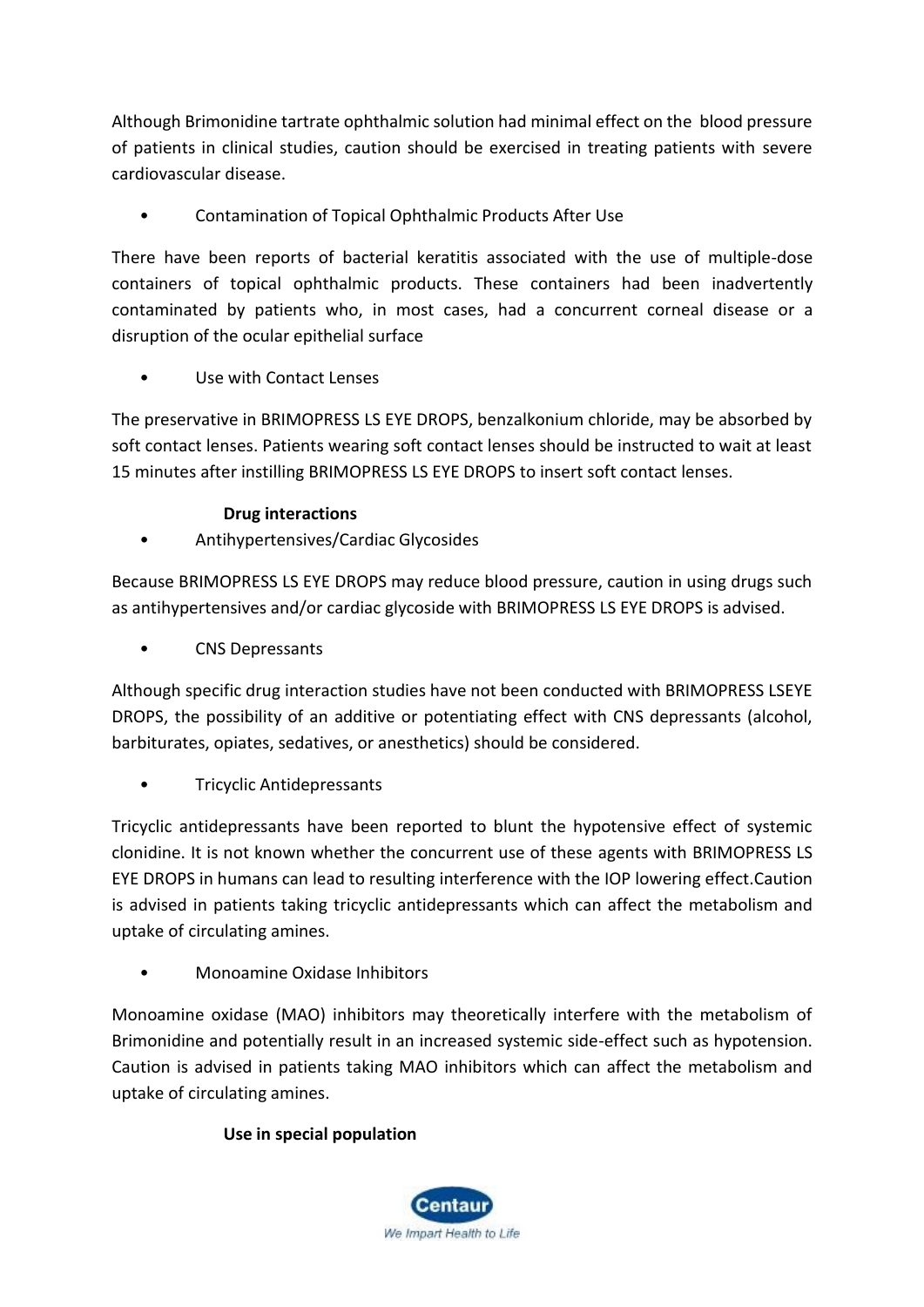Although Brimonidine tartrate ophthalmic solution had minimal effect on the blood pressure of patients in clinical studies, caution should be exercised in treating patients with severe cardiovascular disease.

- Contamination of Topical Ophthalmic Products After Use

There have been reports of bacterial keratitis associated with the use of multiple-dose containers of topical ophthalmic products. These containers had been inadvertently contaminated by patients who, in most cases, had a concurrent corneal disease or a disruption of the ocular epithelial surface

- Use with Contact Lenses

The preservative in BRIMOPRESS LS EYE DROPS, benzalkonium chloride, may be absorbed by soft contact lenses. Patients wearing soft contact lenses should be instructed to wait at least 15 minutes after instilling BRIMOPRESS LS EYE DROPS to insert soft contact lenses.

**Drug interactions**

- Antihypertensives/Cardiac Glycosides

Because BRIMOPRESS LS EYE DROPS may reduce blood pressure, caution in using drugs such as antihypertensives and/or cardiac glycoside with BRIMOPRESS LS EYE DROPS is advised.

- CNS Depressants

Although specific drug interaction studies have not been conducted with BRIMOPRESS LSEYE DROPS, the possibility of an additive or potentiating effect with CNS depressants (alcohol, barbiturates, opiates, sedatives, or anesthetics) should be considered.

- Tricyclic Antidepressants

Tricyclic antidepressants have been reported to blunt the hypotensive effect of systemic clonidine. It is not known whether the concurrent use of these agents with BRIMOPRESS LS EYE DROPS in humans can lead to resulting interference with the IOP lowering effect.Caution is advised in patients taking tricyclic antidepressants which can affect the metabolism and uptake of circulating amines.

- Monoamine Oxidase Inhibitors

Monoamine oxidase (MAO) inhibitors may theoretically interfere with the metabolism of Brimonidine and potentially result in an increased systemic side-effect such as hypotension. Caution is advised in patients taking MAO inhibitors which can affect the metabolism and uptake of circulating amines.

**Use in special population**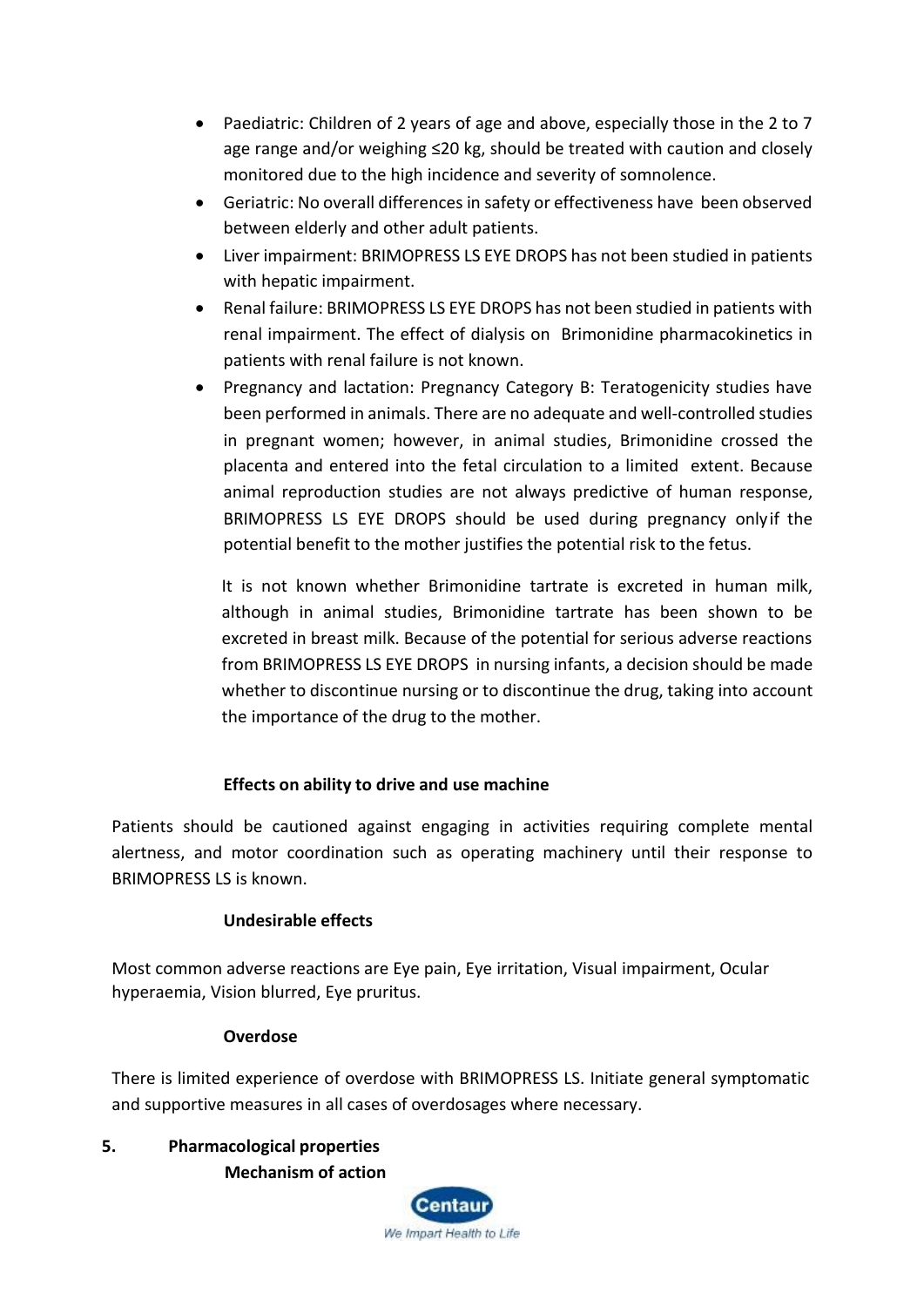- Paediatric: Children of 2 years of age and above, especially those in the 2 to 7 age range and/or weighing ≤20 kg, should be treated with caution and closely monitored due to the high incidence and severity of somnolence.
- Geriatric: No overall differences in safety or effectiveness have been observed between elderly and other adult patients.
- Liver impairment: BRIMOPRESS LS EYE DROPS has not been studied in patients with hepatic impairment.
- Renal failure: BRIMOPRESS LS EYE DROPS has not been studied in patients with renal impairment. The effect of dialysis on Brimonidine pharmacokinetics in patients with renal failure is not known.
- Pregnancy and lactation: Pregnancy Category B: Teratogenicity studies have been performed in animals. There are no adequate and well-controlled studies in pregnant women; however, in animal studies, Brimonidine crossed the placenta and entered into the fetal circulation to a limited extent. Because animal reproduction studies are not always predictive of human response, BRIMOPRESS LS EYE DROPS should be used during pregnancy only if the potential benefit to the mother justifies the potential risk to the fetus.

  It is not known whether Brimonidine tartrate is excreted in human milk, although in animal studies, Brimonidine tartrate has been shown to be excreted in breast milk. Because of the potential for serious adverse reactions from BRIMOPRESS LS EYE DROPS in nursing infants, a decision should be made whether to discontinue nursing or to discontinue the drug, taking into account the importance of the drug to the mother.

**Effects on ability to drive and use machine**

Patients should be cautioned against engaging in activities requiring complete mental alertness, and motor coordination such as operating machinery until their response to BRIMOPRESS LS is known.

**Undesirable effects**

Most common adverse reactions are Eye pain, Eye irritation, Visual impairment, Ocular hyperaemia, Vision blurred, Eye pruritus.

**Overdose**

There is limited experience of overdose with BRIMOPRESS LS. Initiate general symptomatic and supportive measures in all cases of overdosages where necessary.

## 5. Pharmacological properties

**Mechanism of action**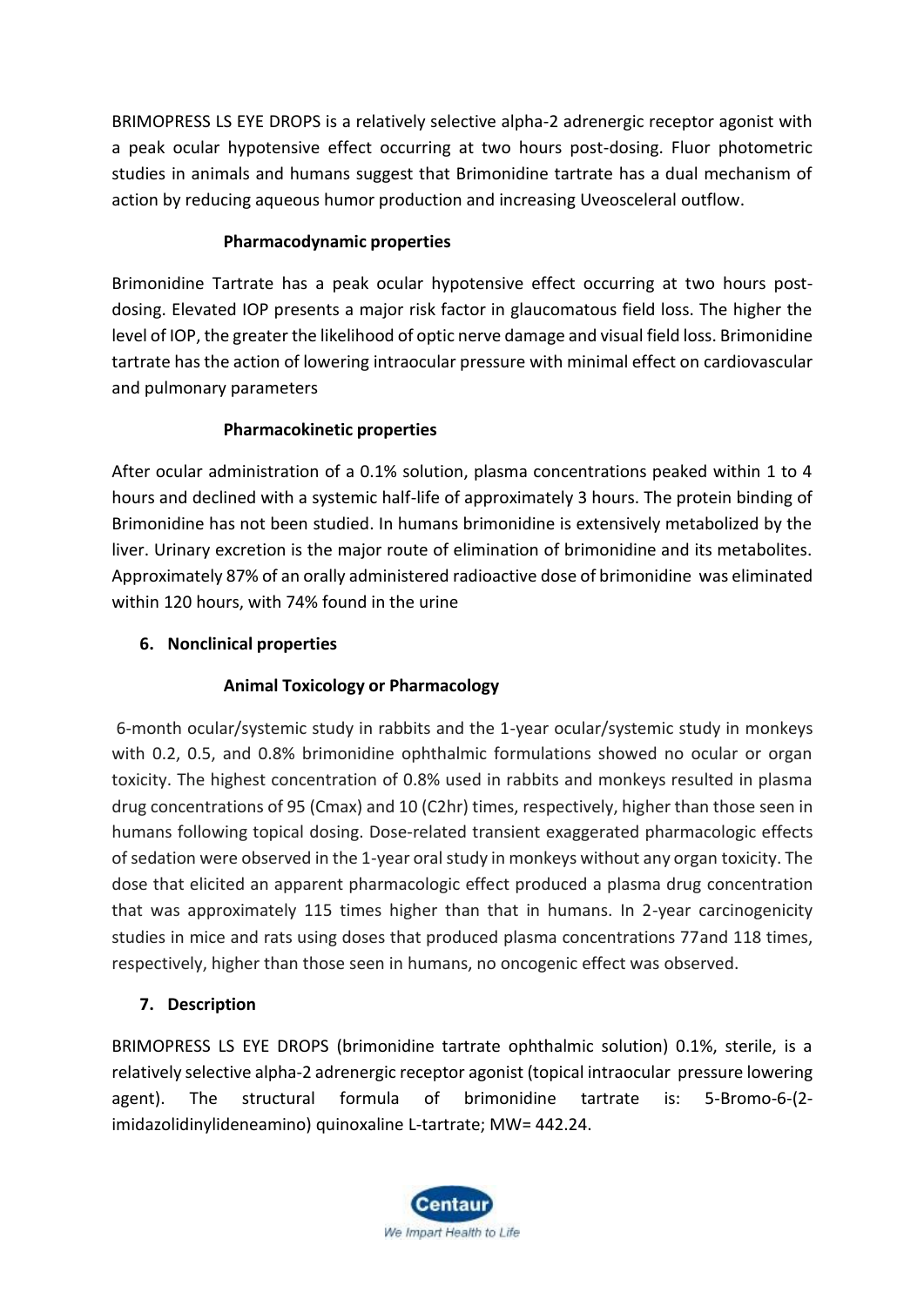BRIMOPRESS LS EYE DROPS is a relatively selective alpha-2 adrenergic receptor agonist with a peak ocular hypotensive effect occurring at two hours post-dosing. Fluor photometric studies in animals and humans suggest that Brimonidine tartrate has a dual mechanism of action by reducing aqueous humor production and increasing Uveosceleral outflow.

**Pharmacodynamic properties**

Brimonidine Tartrate has a peak ocular hypotensive effect occurring at two hours post-dosing. Elevated IOP presents a major risk factor in glaucomatous field loss. The higher the level of IOP, the greater the likelihood of optic nerve damage and visual field loss. Brimonidine tartrate has the action of lowering intraocular pressure with minimal effect on cardiovascular and pulmonary parameters

**Pharmacokinetic properties**

After ocular administration of a 0.1% solution, plasma concentrations peaked within 1 to 4 hours and declined with a systemic half-life of approximately 3 hours. The protein binding of Brimonidine has not been studied. In humans brimonidine is extensively metabolized by the liver. Urinary excretion is the major route of elimination of brimonidine and its metabolites. Approximately 87% of an orally administered radioactive dose of brimonidine was eliminated within 120 hours, with 74% found in the urine

## 6. Nonclinical properties

**Animal Toxicology or Pharmacology**

6-month ocular/systemic study in rabbits and the 1-year ocular/systemic study in monkeys with 0.2, 0.5, and 0.8% brimonidine ophthalmic formulations showed no ocular or organ toxicity. The highest concentration of 0.8% used in rabbits and monkeys resulted in plasma drug concentrations of 95 (Cmax) and 10 (C2hr) times, respectively, higher than those seen in humans following topical dosing. Dose-related transient exaggerated pharmacologic effects of sedation were observed in the 1-year oral study in monkeys without any organ toxicity. The dose that elicited an apparent pharmacologic effect produced a plasma drug concentration that was approximately 115 times higher than that in humans. In 2-year carcinogenicity studies in mice and rats using doses that produced plasma concentrations 77and 118 times, respectively, higher than those seen in humans, no oncogenic effect was observed.

## 7. Description

BRIMOPRESS LS EYE DROPS (brimonidine tartrate ophthalmic solution) 0.1%, sterile, is a relatively selective alpha-2 adrenergic receptor agonist (topical intraocular pressure lowering agent). The structural formula of brimonidine tartrate is: 5-Bromo-6-(2-imidazolidinylideneamino) quinoxaline L-tartrate; MW= 442.24.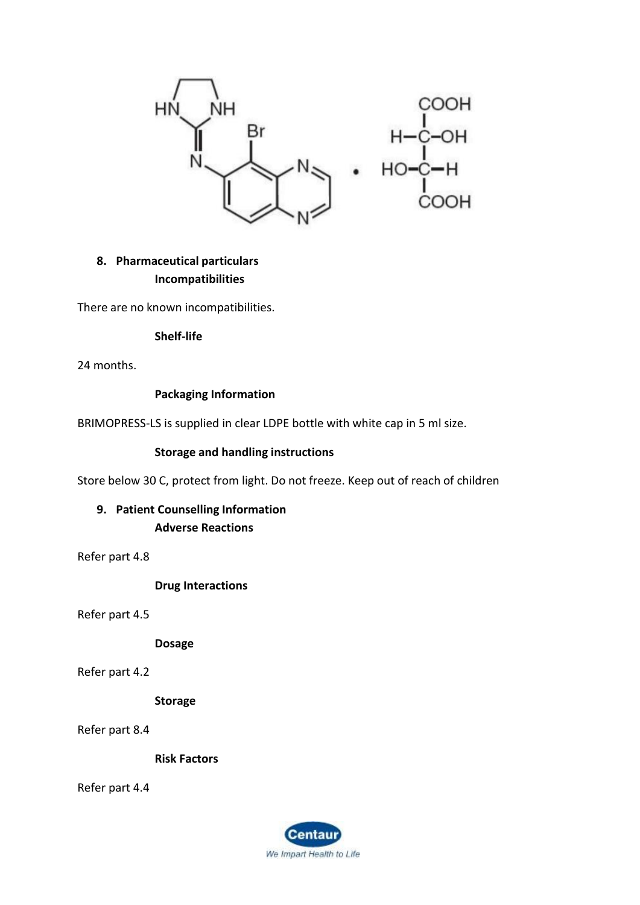## 8. Pharmaceutical particulars

### Incompatibilities

There are no known incompatibilities.

### Shelf-life

24 months.

### Packaging Information

BRIMOPRESS-LS is supplied in clear LDPE bottle with white cap in 5 ml size.

### Storage and handling instructions

Store below 30 C, protect from light. Do not freeze. Keep out of reach of children

## 9. Patient Counselling Information

### Adverse Reactions

Refer part 4.8

### Drug Interactions

Refer part 4.5

### Dosage

Refer part 4.2

### Storage

Refer part 8.4

### Risk Factors

Refer part 4.4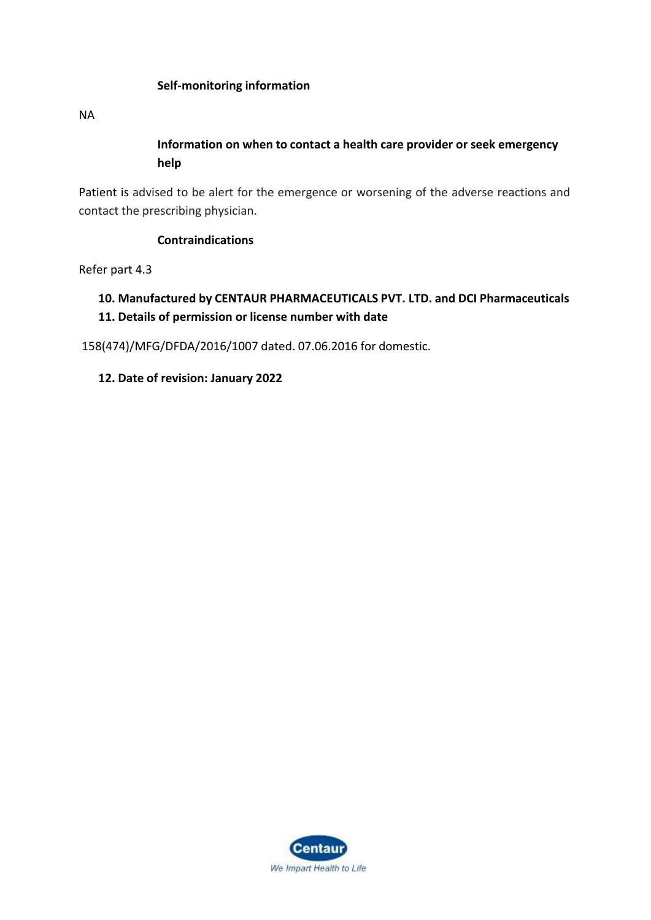**Self-monitoring information**

NA

**Information on when to contact a health care provider or seek emergency help**

Patient is advised to be alert for the emergence or worsening of the adverse reactions and contact the prescribing physician.

**Contraindications**

Refer part 4.3

**10. Manufactured by CENTAUR PHARMACEUTICALS PVT. LTD. and DCI Pharmaceuticals**

**11. Details of permission or license number with date**

158(474)/MFG/DFDA/2016/1007 dated. 07.06.2016 for domestic.

**12. Date of revision: January 2022**

Centaur

We Impart Health to Life